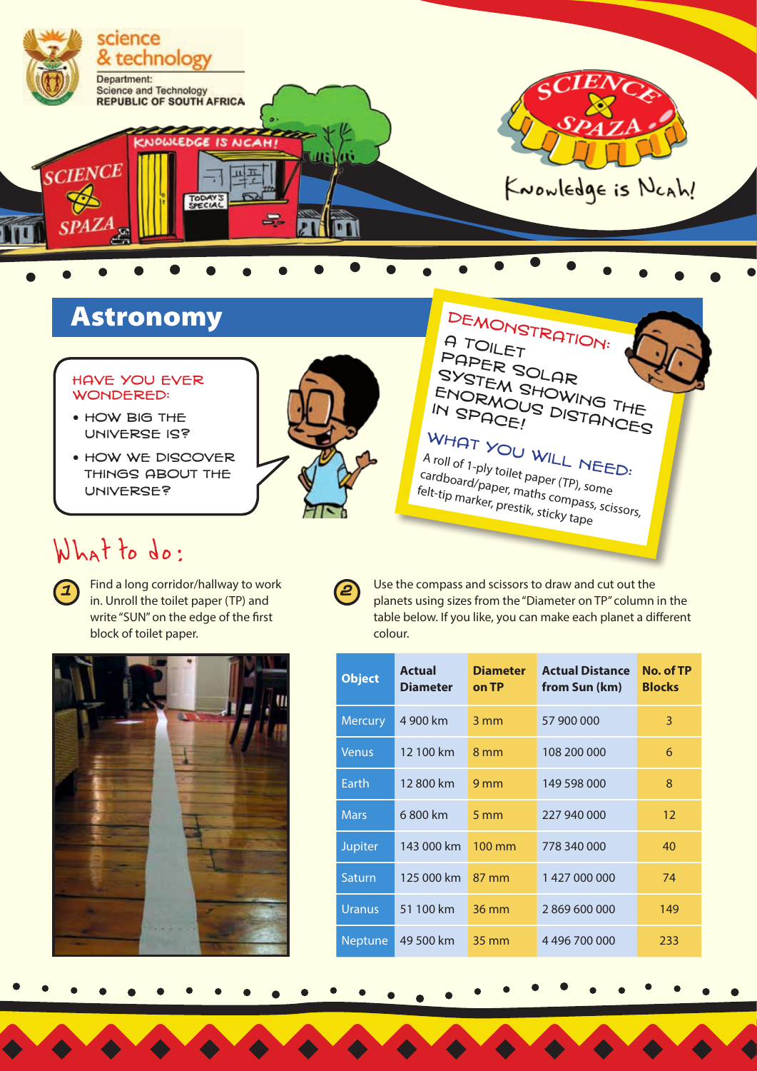science & technology

Department: Science and Technology REPUBLIC OF SOUTH AFRICA

SCIENCE SPAZA

Knowledge is Ncah!

# Astronomy

HAVE YOU EVER WONDERED:

- HOW BIG THE UNIVERSE IS?
- HOW WE DISCOVER THINGS ABOUT THE UNIVERSE?

## DEMONSTRATION: A TOILET PAPER SOLAR SYSTEM SHOWING THE ENORMOUS DISTANCES IN SPACE!

### WHAT YOU WILL NEED:

A roll of 1-ply toilet paper (TP), some cardboard/paper, maths compass, scissors, felt-tip marker, prestik, sticky tape

## What to do:

1. Find a long corridor/hallway to work in. Unroll the toilet paper (TP) and write "SUN" on the edge of the first block of toilet paper.

2. Use the compass and scissors to draw and cut out the planets using sizes from the "Diameter on TP" column in the table below. If you like, you can make each planet a different colour.

| Object | Actual Diameter | Diameter on TP | Actual Distance from Sun (km) | No. of TP Blocks |
|---|---|---|---|---|
| Mercury | 4 900 km | 3 mm | 57 900 000 | 3 |
| Venus | 12 100 km | 8 mm | 108 200 000 | 6 |
| Earth | 12 800 km | 9 mm | 149 598 000 | 8 |
| Mars | 6 800 km | 5 mm | 227 940 000 | 12 |
| Jupiter | 143 000 km | 100 mm | 778 340 000 | 40 |
| Saturn | 125 000 km | 87 mm | 1 427 000 000 | 74 |
| Uranus | 51 100 km | 36 mm | 2 869 600 000 | 149 |
| Neptune | 49 500 km | 35 mm | 4 496 700 000 | 233 |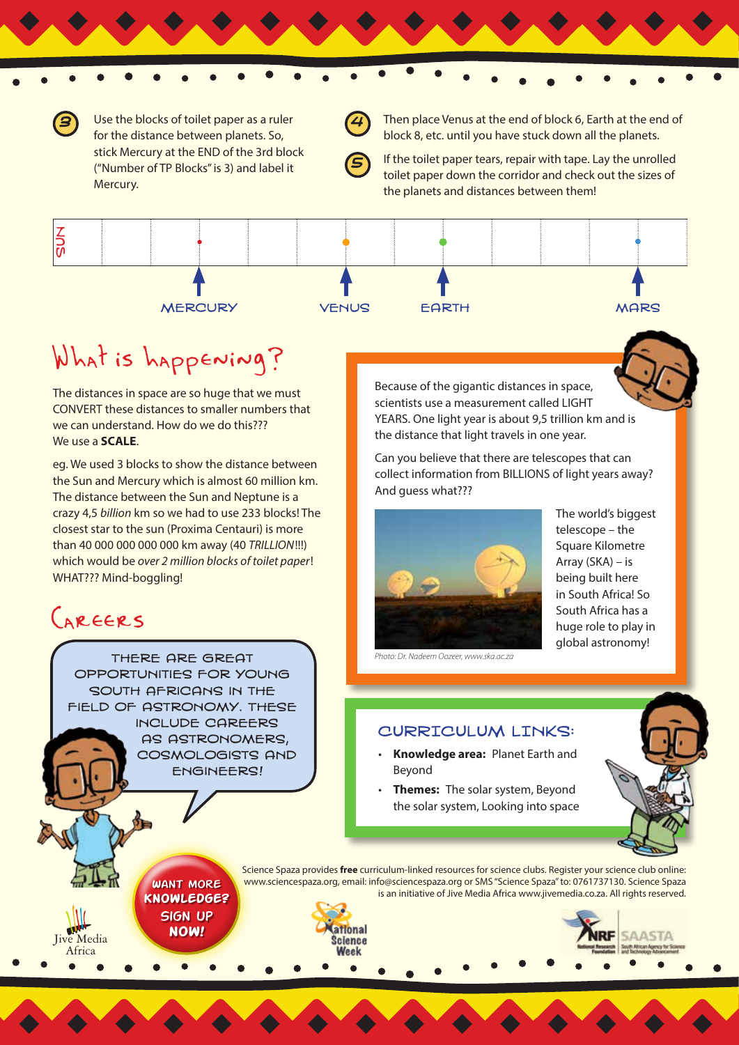3. Use the blocks of toilet paper as a ruler for the distance between planets. So, stick Mercury at the END of the 3rd block ("Number of TP Blocks" is 3) and label it Mercury.

4. Then place Venus at the end of block 6, Earth at the end of block 8, etc. until you have stuck down all the planets.

5. If the toilet paper tears, repair with tape. Lay the unrolled toilet paper down the corridor and check out the sizes of the planets and distances between them!

SUN

MERCURY

VENUS

EARTH

MARS

# What is happening?

The distances in space are so huge that we must CONVERT these distances to smaller numbers that we can understand. How do we do this??? We use a **SCALE**.

eg. We used 3 blocks to show the distance between the Sun and Mercury which is almost 60 million km. The distance between the Sun and Neptune is a crazy 4,5 *billion* km so we had to use 233 blocks! The closest star to the sun (Proxima Centauri) is more than 40 000 000 000 000 km away (40 *TRILLION*!!!) which would be *over 2 million blocks of toilet paper*! WHAT??? Mind-boggling!

Because of the gigantic distances in space, scientists use a measurement called LIGHT YEARS. One light year is about 9,5 trillion km and is the distance that light travels in one year.

Can you believe that there are telescopes that can collect information from BILLIONS of light years away? And guess what???

The world's biggest telescope – the Square Kilometre Array (SKA) – is being built here in South Africa! So South Africa has a huge role to play in global astronomy!

*Photo: Dr. Nadeem Oozeer, www.ska.ac.za*

# Careers

THERE ARE GREAT OPPORTUNITIES FOR YOUNG SOUTH AFRICANS IN THE FIELD OF ASTRONOMY. THESE INCLUDE CAREERS AS ASTRONOMERS, COSMOLOGISTS AND ENGINEERS!

## CURRICULUM LINKS:

- **Knowledge area:** Planet Earth and Beyond
- **Themes:** The solar system, Beyond the solar system, Looking into space

WANT MORE KNOWLEDGE? SIGN UP NOW!

Science Spaza provides **free** curriculum-linked resources for science clubs. Register your science club online: www.sciencespaza.org, email: info@sciencespaza.org or SMS "Science Spaza" to: 0761737130. Science Spaza is an initiative of Jive Media Africa www.jivemedia.co.za. All rights reserved.